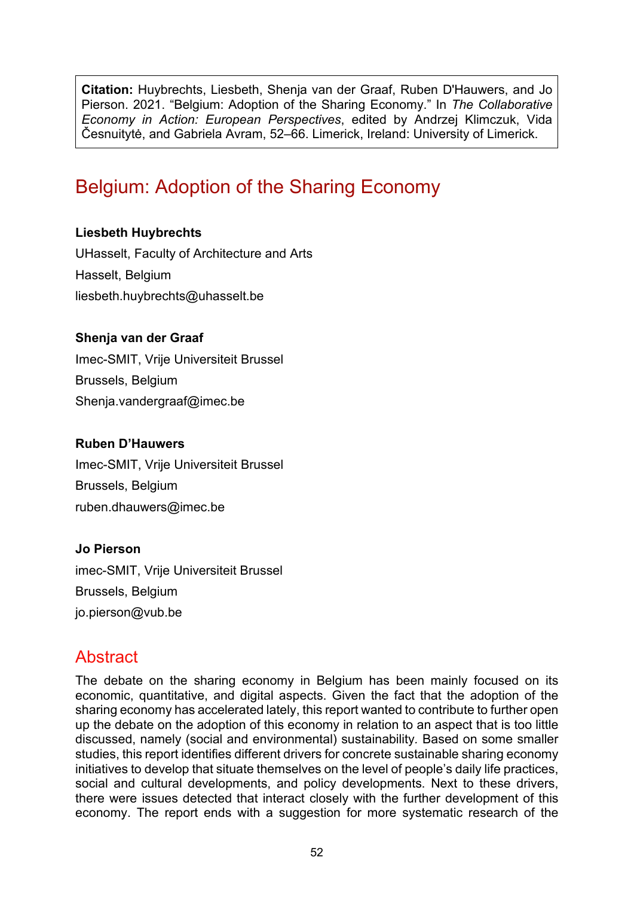**Citation:** Huybrechts, Liesbeth, Shenja van der Graaf, Ruben D'Hauwers, and Jo Pierson. 2021. "Belgium: Adoption of the Sharing Economy." In *The Collaborative Economy in Action: European Perspectives*, edited by Andrzej Klimczuk, Vida Česnuitytė, and Gabriela Avram, 52–66. Limerick, Ireland: University of Limerick.

# Belgium: Adoption of the Sharing Economy

**Liesbeth Huybrechts**
UHasselt, Faculty of Architecture and Arts
Hasselt, Belgium
liesbeth.huybrechts@uhasselt.be

**Shenja van der Graaf**
Imec-SMIT, Vrije Universiteit Brussel
Brussels, Belgium
Shenja.vandergraaf@imec.be

**Ruben D'Hauwers**
Imec-SMIT, Vrije Universiteit Brussel
Brussels, Belgium
ruben.dhauwers@imec.be

**Jo Pierson**
imec-SMIT, Vrije Universiteit Brussel
Brussels, Belgium
jo.pierson@vub.be

## Abstract

The debate on the sharing economy in Belgium has been mainly focused on its economic, quantitative, and digital aspects. Given the fact that the adoption of the sharing economy has accelerated lately, this report wanted to contribute to further open up the debate on the adoption of this economy in relation to an aspect that is too little discussed, namely (social and environmental) sustainability. Based on some smaller studies, this report identifies different drivers for concrete sustainable sharing economy initiatives to develop that situate themselves on the level of people's daily life practices, social and cultural developments, and policy developments. Next to these drivers, there were issues detected that interact closely with the further development of this economy. The report ends with a suggestion for more systematic research of the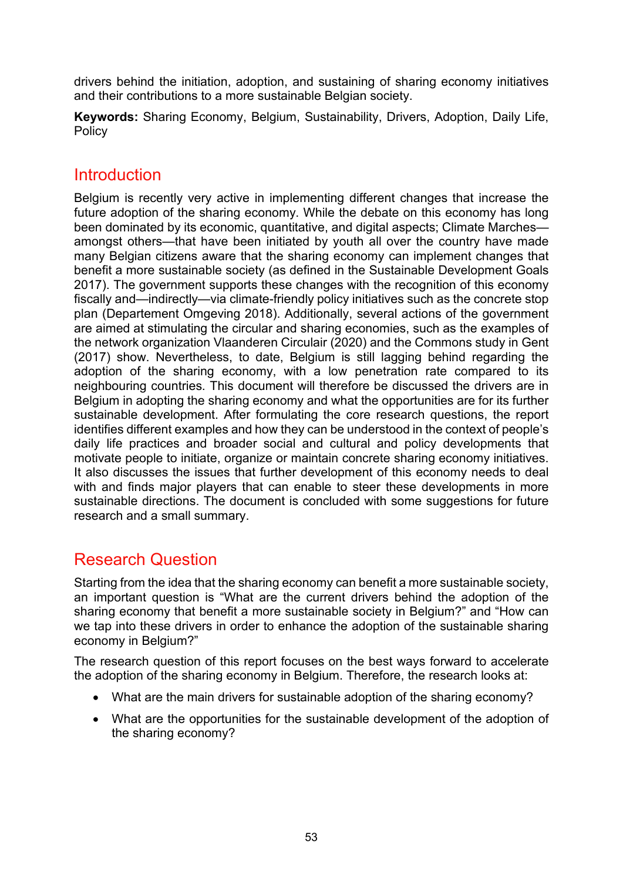drivers behind the initiation, adoption, and sustaining of sharing economy initiatives and their contributions to a more sustainable Belgian society.

**Keywords:** Sharing Economy, Belgium, Sustainability, Drivers, Adoption, Daily Life, Policy

## Introduction

Belgium is recently very active in implementing different changes that increase the future adoption of the sharing economy. While the debate on this economy has long been dominated by its economic, quantitative, and digital aspects; Climate Marches—amongst others—that have been initiated by youth all over the country have made many Belgian citizens aware that the sharing economy can implement changes that benefit a more sustainable society (as defined in the Sustainable Development Goals 2017). The government supports these changes with the recognition of this economy fiscally and—indirectly—via climate-friendly policy initiatives such as the concrete stop plan (Departement Omgeving 2018). Additionally, several actions of the government are aimed at stimulating the circular and sharing economies, such as the examples of the network organization Vlaanderen Circulair (2020) and the Commons study in Gent (2017) show. Nevertheless, to date, Belgium is still lagging behind regarding the adoption of the sharing economy, with a low penetration rate compared to its neighbouring countries. This document will therefore be discussed the drivers are in Belgium in adopting the sharing economy and what the opportunities are for its further sustainable development. After formulating the core research questions, the report identifies different examples and how they can be understood in the context of people's daily life practices and broader social and cultural and policy developments that motivate people to initiate, organize or maintain concrete sharing economy initiatives. It also discusses the issues that further development of this economy needs to deal with and finds major players that can enable to steer these developments in more sustainable directions. The document is concluded with some suggestions for future research and a small summary.

## Research Question

Starting from the idea that the sharing economy can benefit a more sustainable society, an important question is "What are the current drivers behind the adoption of the sharing economy that benefit a more sustainable society in Belgium?" and "How can we tap into these drivers in order to enhance the adoption of the sustainable sharing economy in Belgium?"

The research question of this report focuses on the best ways forward to accelerate the adoption of the sharing economy in Belgium. Therefore, the research looks at:

- What are the main drivers for sustainable adoption of the sharing economy?
- What are the opportunities for the sustainable development of the adoption of the sharing economy?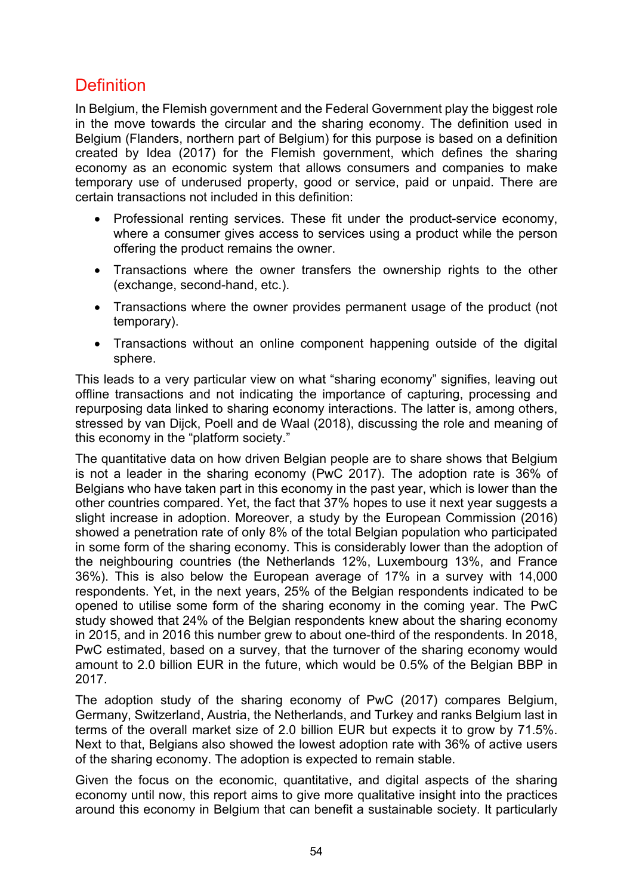## Definition

In Belgium, the Flemish government and the Federal Government play the biggest role in the move towards the circular and the sharing economy. The definition used in Belgium (Flanders, northern part of Belgium) for this purpose is based on a definition created by Idea (2017) for the Flemish government, which defines the sharing economy as an economic system that allows consumers and companies to make temporary use of underused property, good or service, paid or unpaid. There are certain transactions not included in this definition:

- Professional renting services. These fit under the product-service economy, where a consumer gives access to services using a product while the person offering the product remains the owner.
- Transactions where the owner transfers the ownership rights to the other (exchange, second-hand, etc.).
- Transactions where the owner provides permanent usage of the product (not temporary).
- Transactions without an online component happening outside of the digital sphere.

This leads to a very particular view on what "sharing economy" signifies, leaving out offline transactions and not indicating the importance of capturing, processing and repurposing data linked to sharing economy interactions. The latter is, among others, stressed by van Dijck, Poell and de Waal (2018), discussing the role and meaning of this economy in the "platform society."

The quantitative data on how driven Belgian people are to share shows that Belgium is not a leader in the sharing economy (PwC 2017). The adoption rate is 36% of Belgians who have taken part in this economy in the past year, which is lower than the other countries compared. Yet, the fact that 37% hopes to use it next year suggests a slight increase in adoption. Moreover, a study by the European Commission (2016) showed a penetration rate of only 8% of the total Belgian population who participated in some form of the sharing economy. This is considerably lower than the adoption of the neighbouring countries (the Netherlands 12%, Luxembourg 13%, and France 36%). This is also below the European average of 17% in a survey with 14,000 respondents. Yet, in the next years, 25% of the Belgian respondents indicated to be opened to utilise some form of the sharing economy in the coming year. The PwC study showed that 24% of the Belgian respondents knew about the sharing economy in 2015, and in 2016 this number grew to about one-third of the respondents. In 2018, PwC estimated, based on a survey, that the turnover of the sharing economy would amount to 2.0 billion EUR in the future, which would be 0.5% of the Belgian BBP in 2017.

The adoption study of the sharing economy of PwC (2017) compares Belgium, Germany, Switzerland, Austria, the Netherlands, and Turkey and ranks Belgium last in terms of the overall market size of 2.0 billion EUR but expects it to grow by 71.5%. Next to that, Belgians also showed the lowest adoption rate with 36% of active users of the sharing economy. The adoption is expected to remain stable.

Given the focus on the economic, quantitative, and digital aspects of the sharing economy until now, this report aims to give more qualitative insight into the practices around this economy in Belgium that can benefit a sustainable society. It particularly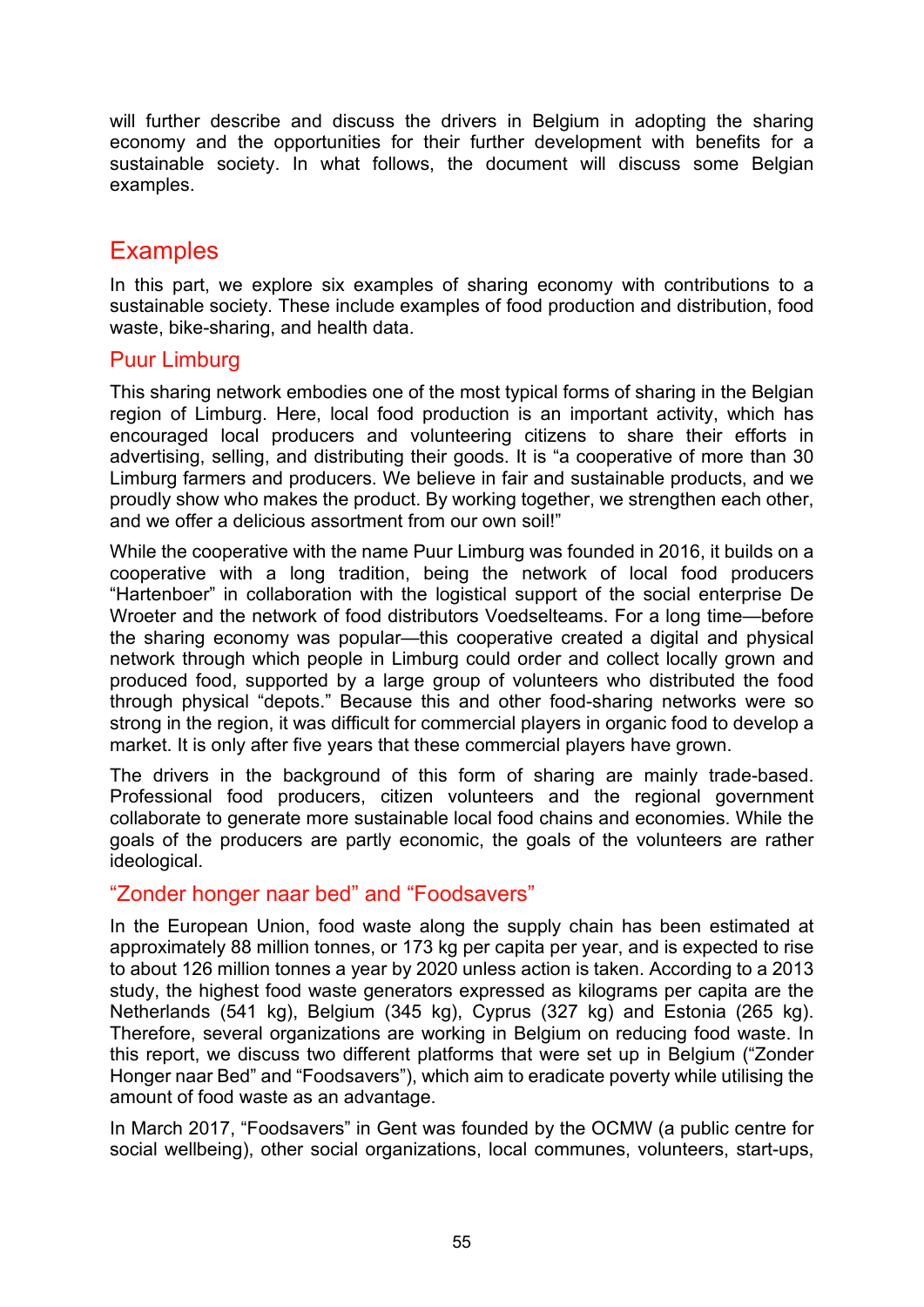will further describe and discuss the drivers in Belgium in adopting the sharing economy and the opportunities for their further development with benefits for a sustainable society. In what follows, the document will discuss some Belgian examples.

## Examples

In this part, we explore six examples of sharing economy with contributions to a sustainable society. These include examples of food production and distribution, food waste, bike-sharing, and health data.

### Puur Limburg

This sharing network embodies one of the most typical forms of sharing in the Belgian region of Limburg. Here, local food production is an important activity, which has encouraged local producers and volunteering citizens to share their efforts in advertising, selling, and distributing their goods. It is "a cooperative of more than 30 Limburg farmers and producers. We believe in fair and sustainable products, and we proudly show who makes the product. By working together, we strengthen each other, and we offer a delicious assortment from our own soil!"

While the cooperative with the name Puur Limburg was founded in 2016, it builds on a cooperative with a long tradition, being the network of local food producers "Hartenboer" in collaboration with the logistical support of the social enterprise De Wroeter and the network of food distributors Voedselteams. For a long time—before the sharing economy was popular—this cooperative created a digital and physical network through which people in Limburg could order and collect locally grown and produced food, supported by a large group of volunteers who distributed the food through physical "depots." Because this and other food-sharing networks were so strong in the region, it was difficult for commercial players in organic food to develop a market. It is only after five years that these commercial players have grown.

The drivers in the background of this form of sharing are mainly trade-based. Professional food producers, citizen volunteers and the regional government collaborate to generate more sustainable local food chains and economies. While the goals of the producers are partly economic, the goals of the volunteers are rather ideological.

### "Zonder honger naar bed" and "Foodsavers"

In the European Union, food waste along the supply chain has been estimated at approximately 88 million tonnes, or 173 kg per capita per year, and is expected to rise to about 126 million tonnes a year by 2020 unless action is taken. According to a 2013 study, the highest food waste generators expressed as kilograms per capita are the Netherlands (541 kg), Belgium (345 kg), Cyprus (327 kg) and Estonia (265 kg). Therefore, several organizations are working in Belgium on reducing food waste. In this report, we discuss two different platforms that were set up in Belgium ("Zonder Honger naar Bed" and "Foodsavers"), which aim to eradicate poverty while utilising the amount of food waste as an advantage.

In March 2017, "Foodsavers" in Gent was founded by the OCMW (a public centre for social wellbeing), other social organizations, local communes, volunteers, start-ups,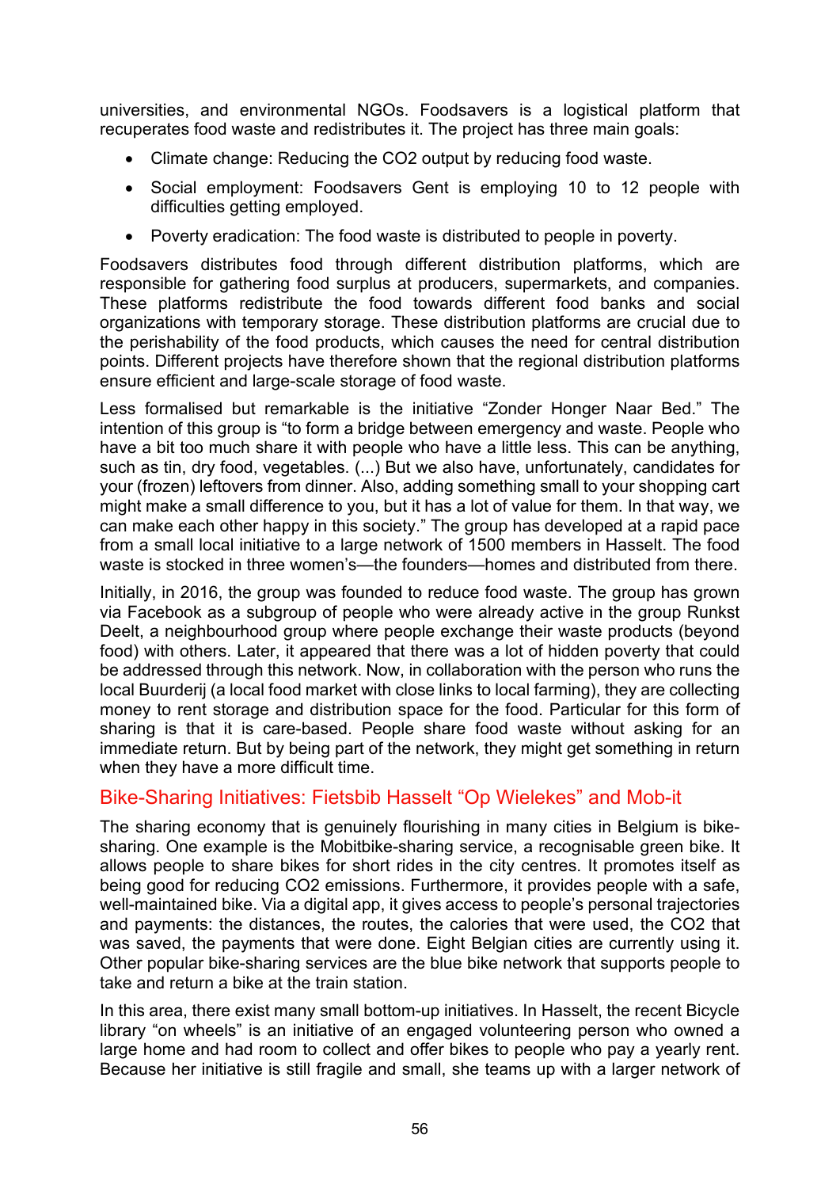universities, and environmental NGOs. Foodsavers is a logistical platform that recuperates food waste and redistributes it. The project has three main goals:

- Climate change: Reducing the $CO_2$ output by reducing food waste.
- Social employment: Foodsavers Gent is employing 10 to 12 people with difficulties getting employed.
- Poverty eradication: The food waste is distributed to people in poverty.

Foodsavers distributes food through different distribution platforms, which are responsible for gathering food surplus at producers, supermarkets, and companies. These platforms redistribute the food towards different food banks and social organizations with temporary storage. These distribution platforms are crucial due to the perishability of the food products, which causes the need for central distribution points. Different projects have therefore shown that the regional distribution platforms ensure efficient and large-scale storage of food waste.

Less formalised but remarkable is the initiative “Zonder Honger Naar Bed.” The intention of this group is “to form a bridge between emergency and waste. People who have a bit too much share it with people who have a little less. This can be anything, such as tin, dry food, vegetables. (...) But we also have, unfortunately, candidates for your (frozen) leftovers from dinner. Also, adding something small to your shopping cart might make a small difference to you, but it has a lot of value for them. In that way, we can make each other happy in this society.” The group has developed at a rapid pace from a small local initiative to a large network of 1500 members in Hasselt. The food waste is stocked in three women’s—the founders—homes and distributed from there.

Initially, in 2016, the group was founded to reduce food waste. The group has grown via Facebook as a subgroup of people who were already active in the group Runkst Deelt, a neighbourhood group where people exchange their waste products (beyond food) with others. Later, it appeared that there was a lot of hidden poverty that could be addressed through this network. Now, in collaboration with the person who runs the local Buurderij (a local food market with close links to local farming), they are collecting money to rent storage and distribution space for the food. Particular for this form of sharing is that it is care-based. People share food waste without asking for an immediate return. But by being part of the network, they might get something in return when they have a more difficult time.

## Bike-Sharing Initiatives: Fietsbib Hasselt “Op Wielekes” and Mob-it

The sharing economy that is genuinely flourishing in many cities in Belgium is bike-sharing. One example is the Mobitbike-sharing service, a recognisable green bike. It allows people to share bikes for short rides in the city centres. It promotes itself as being good for reducing $CO_2$ emissions. Furthermore, it provides people with a safe, well-maintained bike. Via a digital app, it gives access to people’s personal trajectories and payments: the distances, the routes, the calories that were used, the $CO_2$ that was saved, the payments that were done. Eight Belgian cities are currently using it. Other popular bike-sharing services are the blue bike network that supports people to take and return a bike at the train station.

In this area, there exist many small bottom-up initiatives. In Hasselt, the recent Bicycle library “on wheels” is an initiative of an engaged volunteering person who owned a large home and had room to collect and offer bikes to people who pay a yearly rent. Because her initiative is still fragile and small, she teams up with a larger network of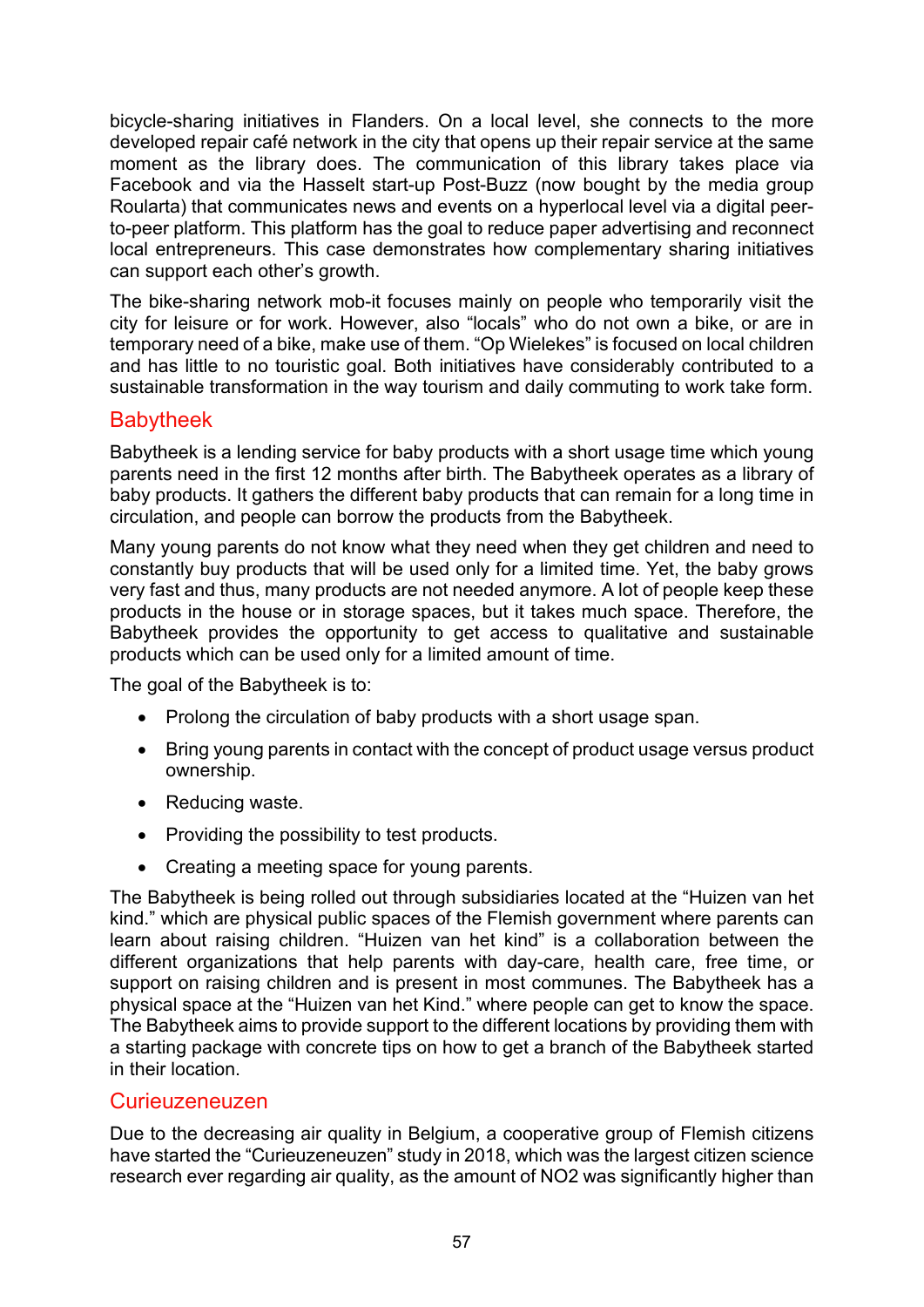bicycle-sharing initiatives in Flanders. On a local level, she connects to the more developed repair café network in the city that opens up their repair service at the same moment as the library does. The communication of this library takes place via Facebook and via the Hasselt start-up Post-Buzz (now bought by the media group Roularta) that communicates news and events on a hyperlocal level via a digital peer-to-peer platform. This platform has the goal to reduce paper advertising and reconnect local entrepreneurs. This case demonstrates how complementary sharing initiatives can support each other's growth.

The bike-sharing network mob-it focuses mainly on people who temporarily visit the city for leisure or for work. However, also "locals" who do not own a bike, or are in temporary need of a bike, make use of them. "Op Wielekes" is focused on local children and has little to no touristic goal. Both initiatives have considerably contributed to a sustainable transformation in the way tourism and daily commuting to work take form.

## Babytheek

Babytheek is a lending service for baby products with a short usage time which young parents need in the first 12 months after birth. The Babytheek operates as a library of baby products. It gathers the different baby products that can remain for a long time in circulation, and people can borrow the products from the Babytheek.

Many young parents do not know what they need when they get children and need to constantly buy products that will be used only for a limited time. Yet, the baby grows very fast and thus, many products are not needed anymore. A lot of people keep these products in the house or in storage spaces, but it takes much space. Therefore, the Babytheek provides the opportunity to get access to qualitative and sustainable products which can be used only for a limited amount of time.

The goal of the Babytheek is to:

- Prolong the circulation of baby products with a short usage span.
- Bring young parents in contact with the concept of product usage versus product ownership.
- Reducing waste.
- Providing the possibility to test products.
- Creating a meeting space for young parents.

The Babytheek is being rolled out through subsidiaries located at the "Huizen van het kind." which are physical public spaces of the Flemish government where parents can learn about raising children. "Huizen van het kind" is a collaboration between the different organizations that help parents with day-care, health care, free time, or support on raising children and is present in most communes. The Babytheek has a physical space at the "Huizen van het Kind." where people can get to know the space. The Babytheek aims to provide support to the different locations by providing them with a starting package with concrete tips on how to get a branch of the Babytheek started in their location.

## Curieuzeneuzen

Due to the decreasing air quality in Belgium, a cooperative group of Flemish citizens have started the "Curieuzeneuzen" study in 2018, which was the largest citizen science research ever regarding air quality, as the amount of $NO_2$ was significantly higher than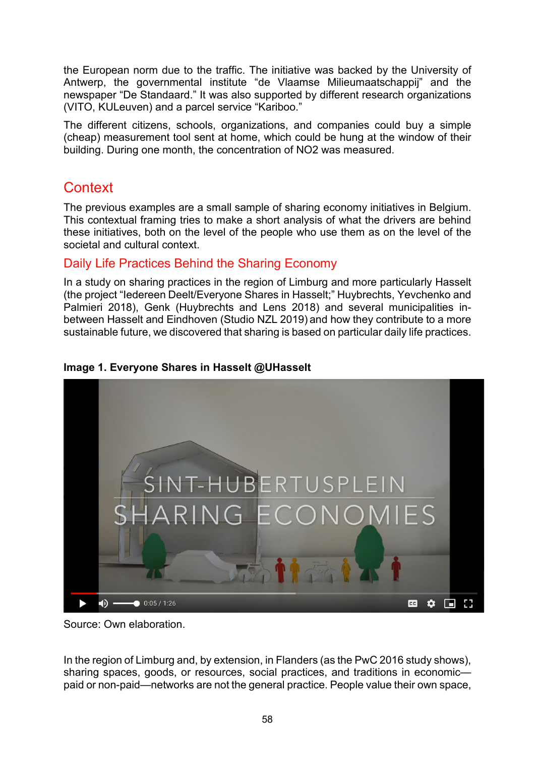the European norm due to the traffic. The initiative was backed by the University of Antwerp, the governmental institute "de Vlaamse Milieumaatschappij" and the newspaper "De Standaard." It was also supported by different research organizations (VITO, KULeuven) and a parcel service "Kariboo."

The different citizens, schools, organizations, and companies could buy a simple (cheap) measurement tool sent at home, which could be hung at the window of their building. During one month, the concentration of $NO_2$ was measured.

## Context

The previous examples are a small sample of sharing economy initiatives in Belgium. This contextual framing tries to make a short analysis of what the drivers are behind these initiatives, both on the level of the people who use them as on the level of the societal and cultural context.

### Daily Life Practices Behind the Sharing Economy

In a study on sharing practices in the region of Limburg and more particularly Hasselt (the project "Iedereen Deelt/Everyone Shares in Hasselt;" Huybrechts, Yevchenko and Palmieri 2018), Genk (Huybrechts and Lens 2018) and several municipalities in-between Hasselt and Eindhoven (Studio NZL 2019) and how they contribute to a more sustainable future, we discovered that sharing is based on particular daily life practices.

**Image 1. Everyone Shares in Hasselt @UHasselt**

Source: Own elaboration.

In the region of Limburg and, by extension, in Flanders (as the PwC 2016 study shows), sharing spaces, goods, or resources, social practices, and traditions in economic—paid or non-paid—networks are not the general practice. People value their own space,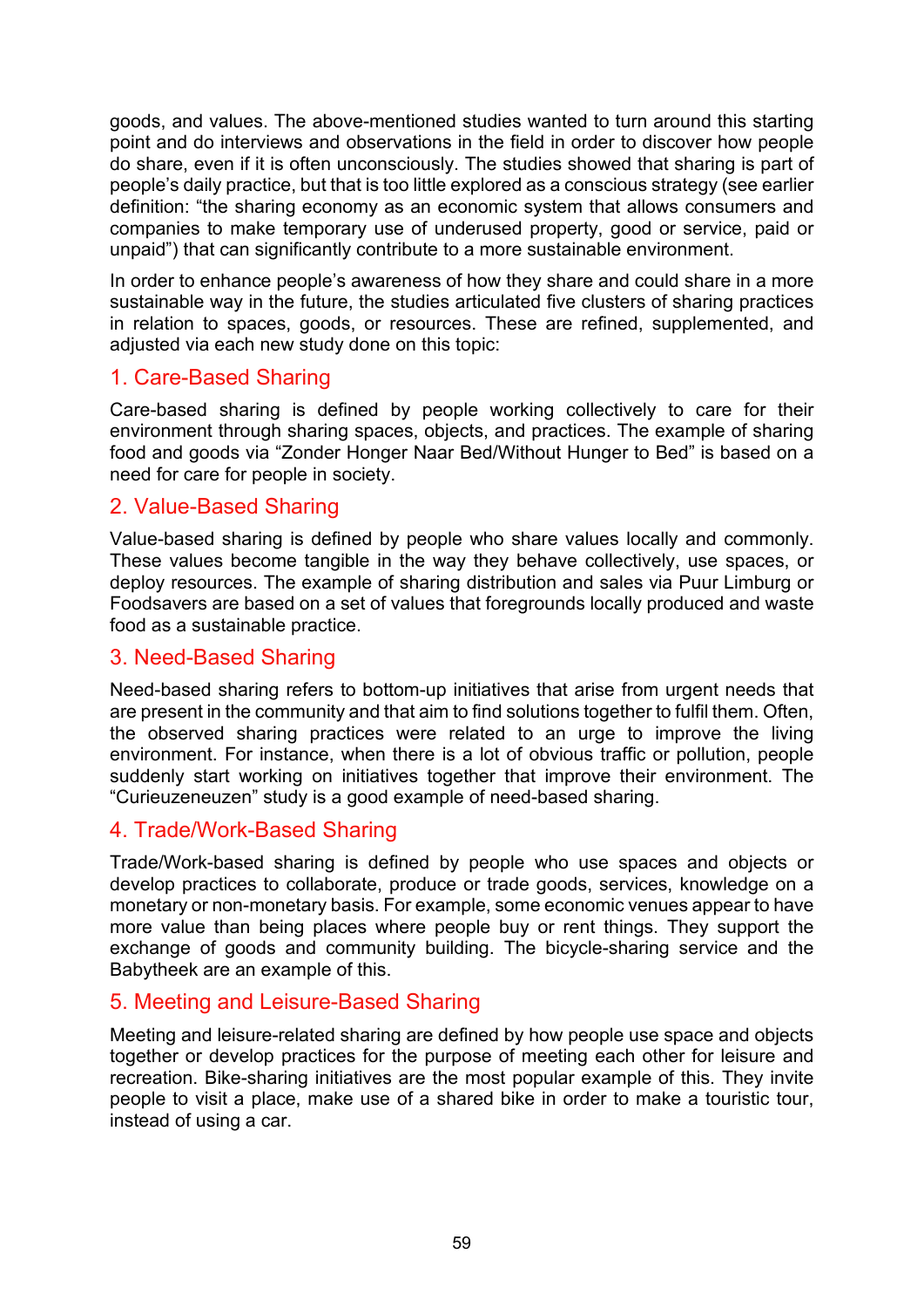goods, and values. The above-mentioned studies wanted to turn around this starting point and do interviews and observations in the field in order to discover how people do share, even if it is often unconsciously. The studies showed that sharing is part of people's daily practice, but that is too little explored as a conscious strategy (see earlier definition: "the sharing economy as an economic system that allows consumers and companies to make temporary use of underused property, good or service, paid or unpaid") that can significantly contribute to a more sustainable environment.

In order to enhance people's awareness of how they share and could share in a more sustainable way in the future, the studies articulated five clusters of sharing practices in relation to spaces, goods, or resources. These are refined, supplemented, and adjusted via each new study done on this topic:

## 1. Care-Based Sharing

Care-based sharing is defined by people working collectively to care for their environment through sharing spaces, objects, and practices. The example of sharing food and goods via "Zonder Honger Naar Bed/Without Hunger to Bed" is based on a need for care for people in society.

## 2. Value-Based Sharing

Value-based sharing is defined by people who share values locally and commonly. These values become tangible in the way they behave collectively, use spaces, or deploy resources. The example of sharing distribution and sales via Puur Limburg or Foodsavers are based on a set of values that foregrounds locally produced and waste food as a sustainable practice.

## 3. Need-Based Sharing

Need-based sharing refers to bottom-up initiatives that arise from urgent needs that are present in the community and that aim to find solutions together to fulfil them. Often, the observed sharing practices were related to an urge to improve the living environment. For instance, when there is a lot of obvious traffic or pollution, people suddenly start working on initiatives together that improve their environment. The "Curieuzeneuzen" study is a good example of need-based sharing.

## 4. Trade/Work-Based Sharing

Trade/Work-based sharing is defined by people who use spaces and objects or develop practices to collaborate, produce or trade goods, services, knowledge on a monetary or non-monetary basis. For example, some economic venues appear to have more value than being places where people buy or rent things. They support the exchange of goods and community building. The bicycle-sharing service and the Babytheek are an example of this.

## 5. Meeting and Leisure-Based Sharing

Meeting and leisure-related sharing are defined by how people use space and objects together or develop practices for the purpose of meeting each other for leisure and recreation. Bike-sharing initiatives are the most popular example of this. They invite people to visit a place, make use of a shared bike in order to make a touristic tour, instead of using a car.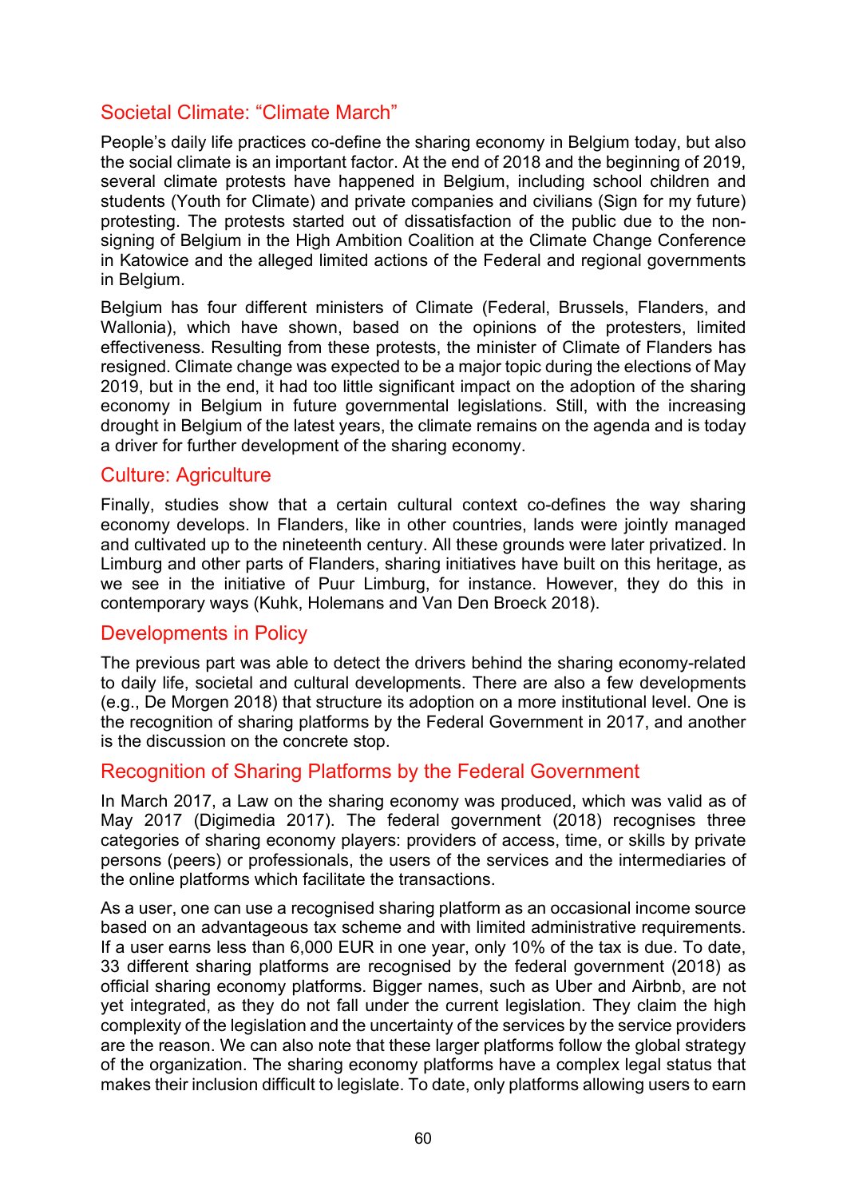## Societal Climate: "Climate March"

People's daily life practices co-define the sharing economy in Belgium today, but also the social climate is an important factor. At the end of 2018 and the beginning of 2019, several climate protests have happened in Belgium, including school children and students (Youth for Climate) and private companies and civilians (Sign for my future) protesting. The protests started out of dissatisfaction of the public due to the non-signing of Belgium in the High Ambition Coalition at the Climate Change Conference in Katowice and the alleged limited actions of the Federal and regional governments in Belgium.

Belgium has four different ministers of Climate (Federal, Brussels, Flanders, and Wallonia), which have shown, based on the opinions of the protesters, limited effectiveness. Resulting from these protests, the minister of Climate of Flanders has resigned. Climate change was expected to be a major topic during the elections of May 2019, but in the end, it had too little significant impact on the adoption of the sharing economy in Belgium in future governmental legislations. Still, with the increasing drought in Belgium of the latest years, the climate remains on the agenda and is today a driver for further development of the sharing economy.

## Culture: Agriculture

Finally, studies show that a certain cultural context co-defines the way sharing economy develops. In Flanders, like in other countries, lands were jointly managed and cultivated up to the nineteenth century. All these grounds were later privatized. In Limburg and other parts of Flanders, sharing initiatives have built on this heritage, as we see in the initiative of Puur Limburg, for instance. However, they do this in contemporary ways (Kuhk, Holemans and Van Den Broeck 2018).

## Developments in Policy

The previous part was able to detect the drivers behind the sharing economy-related to daily life, societal and cultural developments. There are also a few developments (e.g., De Morgen 2018) that structure its adoption on a more institutional level. One is the recognition of sharing platforms by the Federal Government in 2017, and another is the discussion on the concrete stop.

## Recognition of Sharing Platforms by the Federal Government

In March 2017, a Law on the sharing economy was produced, which was valid as of May 2017 (Digimedia 2017). The federal government (2018) recognises three categories of sharing economy players: providers of access, time, or skills by private persons (peers) or professionals, the users of the services and the intermediaries of the online platforms which facilitate the transactions.

As a user, one can use a recognised sharing platform as an occasional income source based on an advantageous tax scheme and with limited administrative requirements. If a user earns less than 6,000 EUR in one year, only 10% of the tax is due. To date, 33 different sharing platforms are recognised by the federal government (2018) as official sharing economy platforms. Bigger names, such as Uber and Airbnb, are not yet integrated, as they do not fall under the current legislation. They claim the high complexity of the legislation and the uncertainty of the services by the service providers are the reason. We can also note that these larger platforms follow the global strategy of the organization. The sharing economy platforms have a complex legal status that makes their inclusion difficult to legislate. To date, only platforms allowing users to earn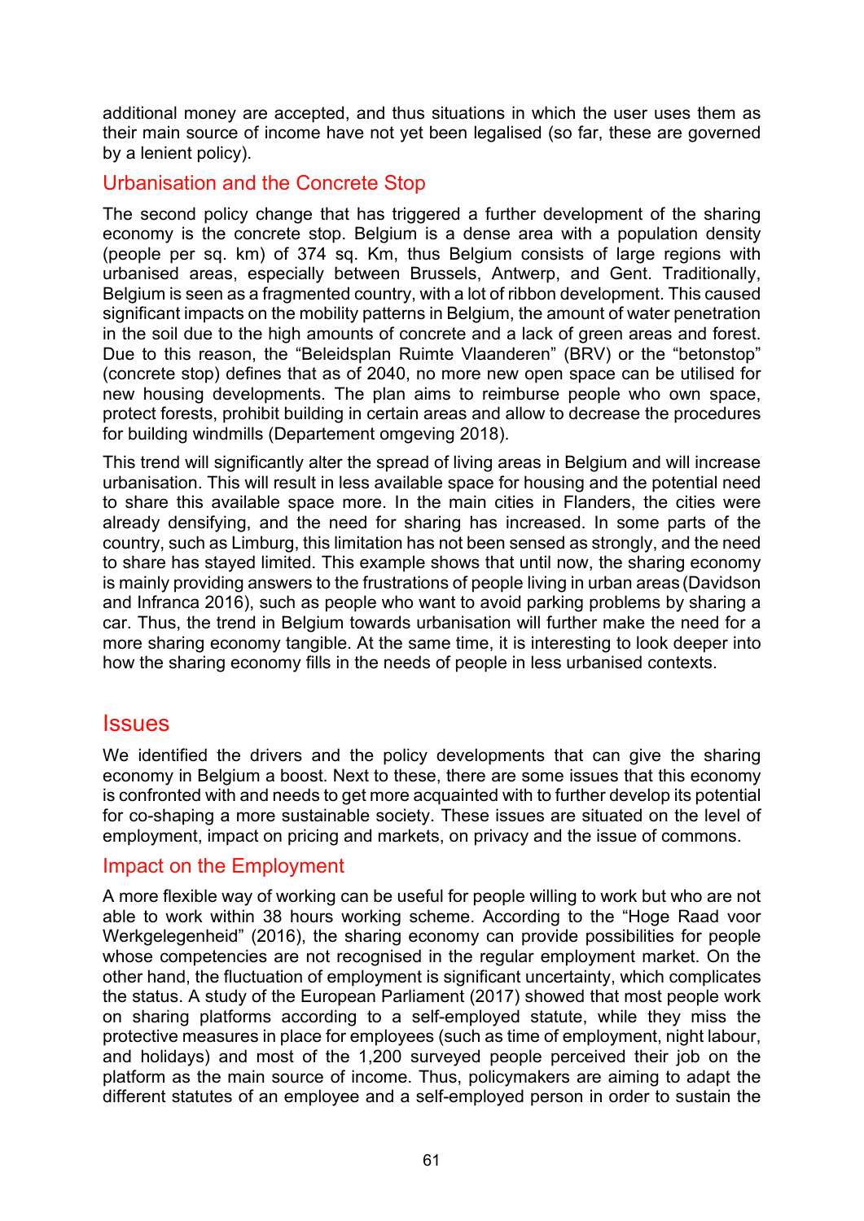additional money are accepted, and thus situations in which the user uses them as their main source of income have not yet been legalised (so far, these are governed by a lenient policy).

### Urbanisation and the Concrete Stop

The second policy change that has triggered a further development of the sharing economy is the concrete stop. Belgium is a dense area with a population density (people per sq. km) of 374 sq. Km, thus Belgium consists of large regions with urbanised areas, especially between Brussels, Antwerp, and Gent. Traditionally, Belgium is seen as a fragmented country, with a lot of ribbon development. This caused significant impacts on the mobility patterns in Belgium, the amount of water penetration in the soil due to the high amounts of concrete and a lack of green areas and forest. Due to this reason, the "Beleidsplan Ruimte Vlaanderen" (BRV) or the "betonstop" (concrete stop) defines that as of 2040, no more new open space can be utilised for new housing developments. The plan aims to reimburse people who own space, protect forests, prohibit building in certain areas and allow to decrease the procedures for building windmills (Departement omgeving 2018).

This trend will significantly alter the spread of living areas in Belgium and will increase urbanisation. This will result in less available space for housing and the potential need to share this available space more. In the main cities in Flanders, the cities were already densifying, and the need for sharing has increased. In some parts of the country, such as Limburg, this limitation has not been sensed as strongly, and the need to share has stayed limited. This example shows that until now, the sharing economy is mainly providing answers to the frustrations of people living in urban areas (Davidson and Infranca 2016), such as people who want to avoid parking problems by sharing a car. Thus, the trend in Belgium towards urbanisation will further make the need for a more sharing economy tangible. At the same time, it is interesting to look deeper into how the sharing economy fills in the needs of people in less urbanised contexts.

## Issues

We identified the drivers and the policy developments that can give the sharing economy in Belgium a boost. Next to these, there are some issues that this economy is confronted with and needs to get more acquainted with to further develop its potential for co-shaping a more sustainable society. These issues are situated on the level of employment, impact on pricing and markets, on privacy and the issue of commons.

### Impact on the Employment

A more flexible way of working can be useful for people willing to work but who are not able to work within 38 hours working scheme. According to the "Hoge Raad voor Werkgelegenheid" (2016), the sharing economy can provide possibilities for people whose competencies are not recognised in the regular employment market. On the other hand, the fluctuation of employment is significant uncertainty, which complicates the status. A study of the European Parliament (2017) showed that most people work on sharing platforms according to a self-employed statute, while they miss the protective measures in place for employees (such as time of employment, night labour, and holidays) and most of the 1,200 surveyed people perceived their job on the platform as the main source of income. Thus, policymakers are aiming to adapt the different statutes of an employee and a self-employed person in order to sustain the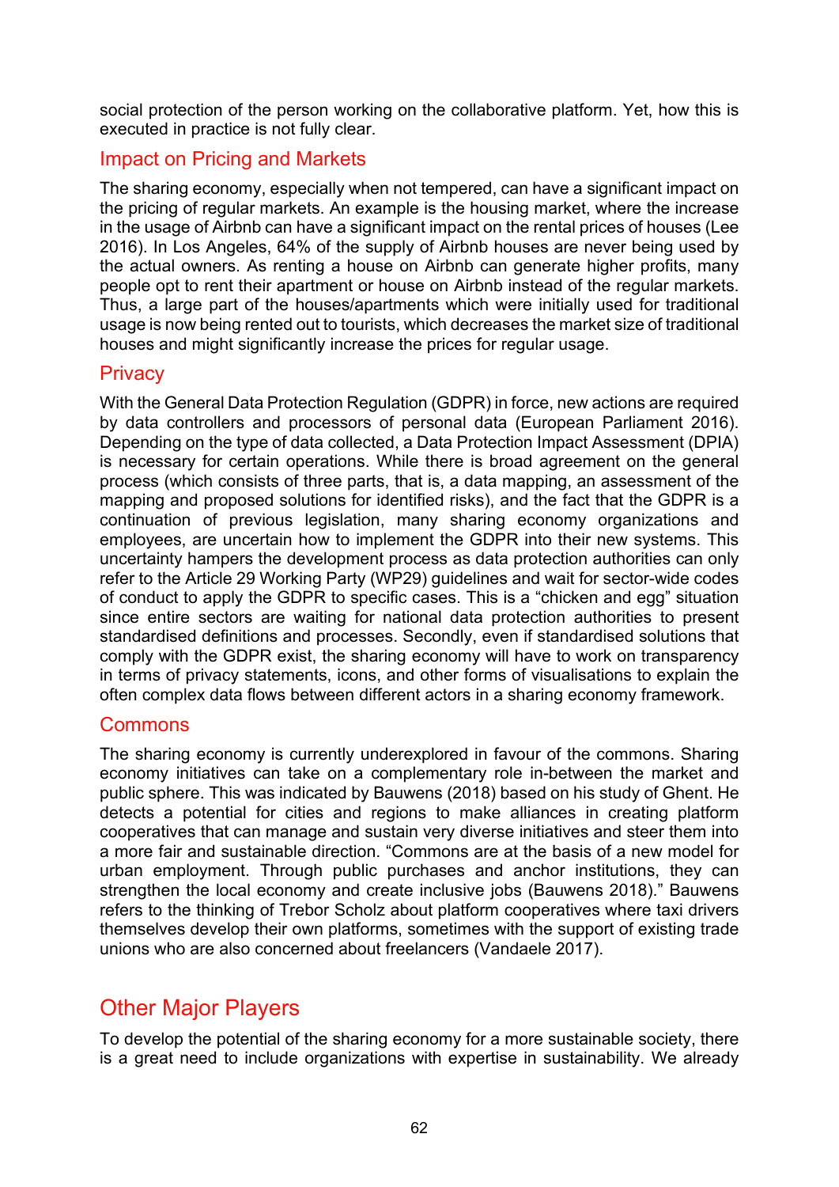social protection of the person working on the collaborative platform. Yet, how this is executed in practice is not fully clear.

### Impact on Pricing and Markets

The sharing economy, especially when not tempered, can have a significant impact on the pricing of regular markets. An example is the housing market, where the increase in the usage of Airbnb can have a significant impact on the rental prices of houses (Lee 2016). In Los Angeles, 64% of the supply of Airbnb houses are never being used by the actual owners. As renting a house on Airbnb can generate higher profits, many people opt to rent their apartment or house on Airbnb instead of the regular markets. Thus, a large part of the houses/apartments which were initially used for traditional usage is now being rented out to tourists, which decreases the market size of traditional houses and might significantly increase the prices for regular usage.

### Privacy

With the General Data Protection Regulation (GDPR) in force, new actions are required by data controllers and processors of personal data (European Parliament 2016). Depending on the type of data collected, a Data Protection Impact Assessment (DPIA) is necessary for certain operations. While there is broad agreement on the general process (which consists of three parts, that is, a data mapping, an assessment of the mapping and proposed solutions for identified risks), and the fact that the GDPR is a continuation of previous legislation, many sharing economy organizations and employees, are uncertain how to implement the GDPR into their new systems. This uncertainty hampers the development process as data protection authorities can only refer to the Article 29 Working Party (WP29) guidelines and wait for sector-wide codes of conduct to apply the GDPR to specific cases. This is a “chicken and egg” situation since entire sectors are waiting for national data protection authorities to present standardised definitions and processes. Secondly, even if standardised solutions that comply with the GDPR exist, the sharing economy will have to work on transparency in terms of privacy statements, icons, and other forms of visualisations to explain the often complex data flows between different actors in a sharing economy framework.

### Commons

The sharing economy is currently underexplored in favour of the commons. Sharing economy initiatives can take on a complementary role in-between the market and public sphere. This was indicated by Bauwens (2018) based on his study of Ghent. He detects a potential for cities and regions to make alliances in creating platform cooperatives that can manage and sustain very diverse initiatives and steer them into a more fair and sustainable direction. “Commons are at the basis of a new model for urban employment. Through public purchases and anchor institutions, they can strengthen the local economy and create inclusive jobs (Bauwens 2018).” Bauwens refers to the thinking of Trebor Scholz about platform cooperatives where taxi drivers themselves develop their own platforms, sometimes with the support of existing trade unions who are also concerned about freelancers (Vandaele 2017).

## Other Major Players

To develop the potential of the sharing economy for a more sustainable society, there is a great need to include organizations with expertise in sustainability. We already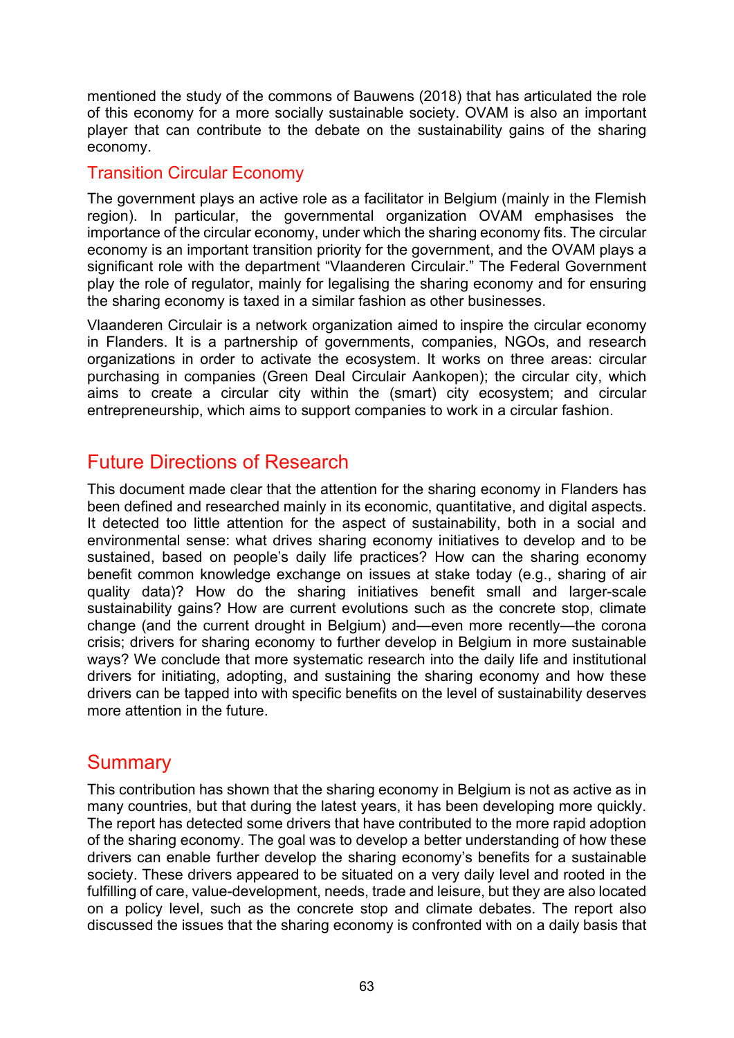mentioned the study of the commons of Bauwens (2018) that has articulated the role of this economy for a more socially sustainable society. OVAM is also an important player that can contribute to the debate on the sustainability gains of the sharing economy.

### Transition Circular Economy

The government plays an active role as a facilitator in Belgium (mainly in the Flemish region). In particular, the governmental organization OVAM emphasises the importance of the circular economy, under which the sharing economy fits. The circular economy is an important transition priority for the government, and the OVAM plays a significant role with the department "Vlaanderen Circulair." The Federal Government play the role of regulator, mainly for legalising the sharing economy and for ensuring the sharing economy is taxed in a similar fashion as other businesses.

Vlaanderen Circulair is a network organization aimed to inspire the circular economy in Flanders. It is a partnership of governments, companies, NGOs, and research organizations in order to activate the ecosystem. It works on three areas: circular purchasing in companies (Green Deal Circulair Aankopen); the circular city, which aims to create a circular city within the (smart) city ecosystem; and circular entrepreneurship, which aims to support companies to work in a circular fashion.

## Future Directions of Research

This document made clear that the attention for the sharing economy in Flanders has been defined and researched mainly in its economic, quantitative, and digital aspects. It detected too little attention for the aspect of sustainability, both in a social and environmental sense: what drives sharing economy initiatives to develop and to be sustained, based on people's daily life practices? How can the sharing economy benefit common knowledge exchange on issues at stake today (e.g., sharing of air quality data)? How do the sharing initiatives benefit small and larger-scale sustainability gains? How are current evolutions such as the concrete stop, climate change (and the current drought in Belgium) and—even more recently—the corona crisis; drivers for sharing economy to further develop in Belgium in more sustainable ways? We conclude that more systematic research into the daily life and institutional drivers for initiating, adopting, and sustaining the sharing economy and how these drivers can be tapped into with specific benefits on the level of sustainability deserves more attention in the future.

## Summary

This contribution has shown that the sharing economy in Belgium is not as active as in many countries, but that during the latest years, it has been developing more quickly. The report has detected some drivers that have contributed to the more rapid adoption of the sharing economy. The goal was to develop a better understanding of how these drivers can enable further develop the sharing economy's benefits for a sustainable society. These drivers appeared to be situated on a very daily level and rooted in the fulfilling of care, value-development, needs, trade and leisure, but they are also located on a policy level, such as the concrete stop and climate debates. The report also discussed the issues that the sharing economy is confronted with on a daily basis that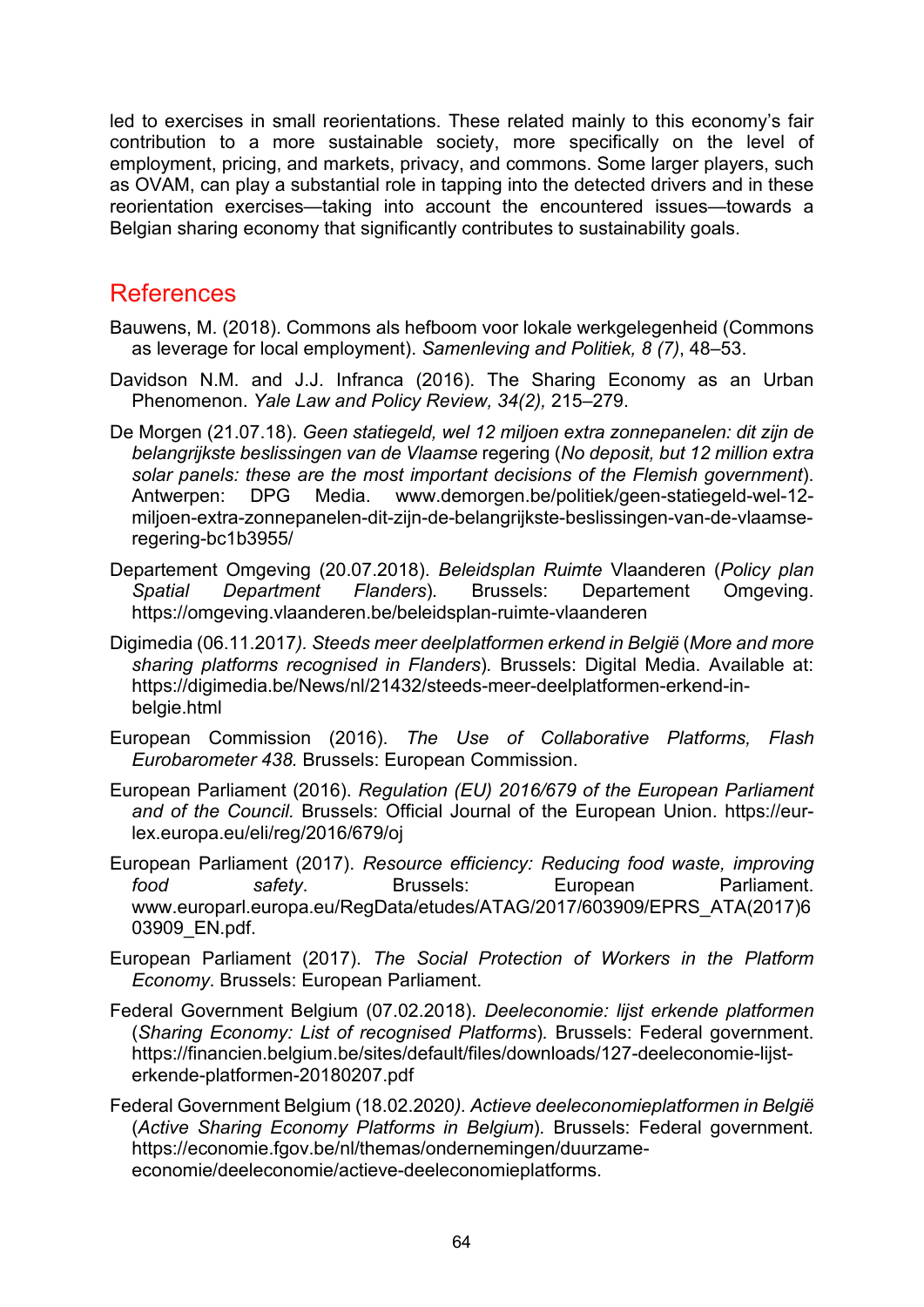led to exercises in small reorientations. These related mainly to this economy's fair contribution to a more sustainable society, more specifically on the level of employment, pricing, and markets, privacy, and commons. Some larger players, such as OVAM, can play a substantial role in tapping into the detected drivers and in these reorientation exercises—taking into account the encountered issues—towards a Belgian sharing economy that significantly contributes to sustainability goals.

## References

Bauwens, M. (2018). Commons als hefboom voor lokale werkgelegenheid (Commons as leverage for local employment). *Samenleving and Politiek, 8 (7)*, 48–53.

Davidson N.M. and J.J. Infranca (2016). The Sharing Economy as an Urban Phenomenon. *Yale Law and Policy Review, 34(2),* 215–279.

De Morgen (21.07.18). *Geen statiegeld, wel 12 miljoen extra zonnepanelen: dit zijn de belangrijkste beslissingen van de Vlaamse* regering (*No deposit, but 12 million extra solar panels: these are the most important decisions of the Flemish government*). Antwerpen: DPG Media. www.demorgen.be/politiek/geen-statiegeld-wel-12-miljoen-extra-zonnepanelen-dit-zijn-de-belangrijkste-beslissingen-van-de-vlaamse-regering-bc1b3955/

Departement Omgeving (20.07.2018). *Beleidsplan Ruimte* Vlaanderen (*Policy plan Spatial Department Flanders*). Brussels: Departement Omgeving. https://omgeving.vlaanderen.be/beleidsplan-ruimte-vlaanderen

Digimedia (06.11.2017*). Steeds meer deelplatformen erkend in België* (*More and more sharing platforms recognised in Flanders*). Brussels: Digital Media. Available at: https://digimedia.be/News/nl/21432/steeds-meer-deelplatformen-erkend-in-belgie.html

European Commission (2016). *The Use of Collaborative Platforms, Flash Eurobarometer 438.* Brussels: European Commission.

European Parliament (2016). *Regulation (EU) 2016/679 of the European Parliament and of the Council.* Brussels: Official Journal of the European Union. https://eur-lex.europa.eu/eli/reg/2016/679/oj

European Parliament (2017). *Resource efficiency: Reducing food waste, improving food safety*. Brussels: European Parliament. www.europarl.europa.eu/RegData/etudes/ATAG/2017/603909/EPRS_ATA(2017)603909_EN.pdf.

European Parliament (2017). *The Social Protection of Workers in the Platform Economy*. Brussels: European Parliament.

Federal Government Belgium (07.02.2018). *Deeleconomie: lijst erkende platformen* (*Sharing Economy: List of recognised Platforms*)*.* Brussels: Federal government. https://financien.belgium.be/sites/default/files/downloads/127-deeleconomie-lijst-erkende-platformen-20180207.pdf

Federal Government Belgium (18.02.2020*). Actieve deeleconomieplatformen in België* (*Active Sharing Economy Platforms in Belgium*)*.* Brussels: Federal government. https://economie.fgov.be/nl/themas/ondernemingen/duurzame-economie/deeleconomie/actieve-deeleconomieplatforms.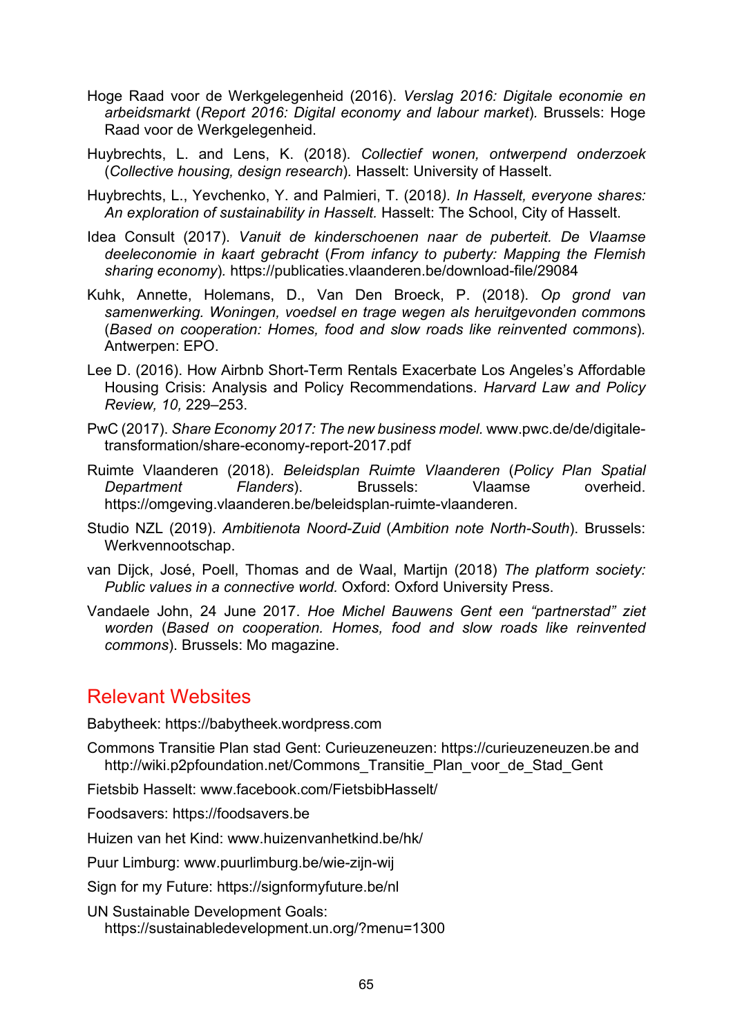Hoge Raad voor de Werkgelegenheid (2016). *Verslag 2016: Digitale economie en arbeidsmarkt* (*Report 2016: Digital economy and labour market*). Brussels: Hoge Raad voor de Werkgelegenheid.

Huybrechts, L. and Lens, K. (2018). *Collectief wonen, ontwerpend onderzoek* (*Collective housing, design research*). Hasselt: University of Hasselt.

Huybrechts, L., Yevchenko, Y. and Palmieri, T. (2018*). In Hasselt, everyone shares: An exploration of sustainability in Hasselt.* Hasselt: The School, City of Hasselt.

Idea Consult (2017). *Vanuit de kinderschoenen naar de puberteit. De Vlaamse deeleconomie in kaart gebracht* (*From infancy to puberty: Mapping the Flemish sharing economy*). https://publicaties.vlaanderen.be/download-file/29084

Kuhk, Annette, Holemans, D., Van Den Broeck, P. (2018). *Op grond van samenwerking. Woningen, voedsel en trage wegen als heruitgevonden common*s (*Based on cooperation: Homes, food and slow roads like reinvented commons*). Antwerpen: EPO.

Lee D. (2016). How Airbnb Short-Term Rentals Exacerbate Los Angeles's Affordable Housing Crisis: Analysis and Policy Recommendations. *Harvard Law and Policy Review, 10,* 229–253.

PwC (2017). *Share Economy 2017: The new business model.* www.pwc.de/de/digitale-transformation/share-economy-report-2017.pdf

Ruimte Vlaanderen (2018). *Beleidsplan Ruimte Vlaanderen* (*Policy Plan Spatial Department Flanders*). Brussels: Vlaamse overheid. https://omgeving.vlaanderen.be/beleidsplan-ruimte-vlaanderen.

Studio NZL (2019). *Ambitienota Noord-Zuid* (*Ambition note North-South*). Brussels: Werkvennootschap.

van Dijck, José, Poell, Thomas and de Waal, Martijn (2018) *The platform society: Public values in a connective world.* Oxford: Oxford University Press.

Vandaele John, 24 June 2017. *Hoe Michel Bauwens Gent een "partnerstad" ziet worden* (*Based on cooperation. Homes, food and slow roads like reinvented commons*). Brussels: Mo magazine.

## Relevant Websites

Babytheek: https://babytheek.wordpress.com

Commons Transitie Plan stad Gent: Curieuzeneuzen: https://curieuzeneuzen.be and http://wiki.p2pfoundation.net/Commons_Transitie_Plan_voor_de_Stad_Gent

Fietsbib Hasselt: www.facebook.com/FietsbibHasselt/

Foodsavers: https://foodsavers.be

Huizen van het Kind: www.huizenvanhetkind.be/hk/

Puur Limburg: www.puurlimburg.be/wie-zijn-wij

Sign for my Future: https://signformyfuture.be/nl

UN Sustainable Development Goals: https://sustainabledevelopment.un.org/?menu=1300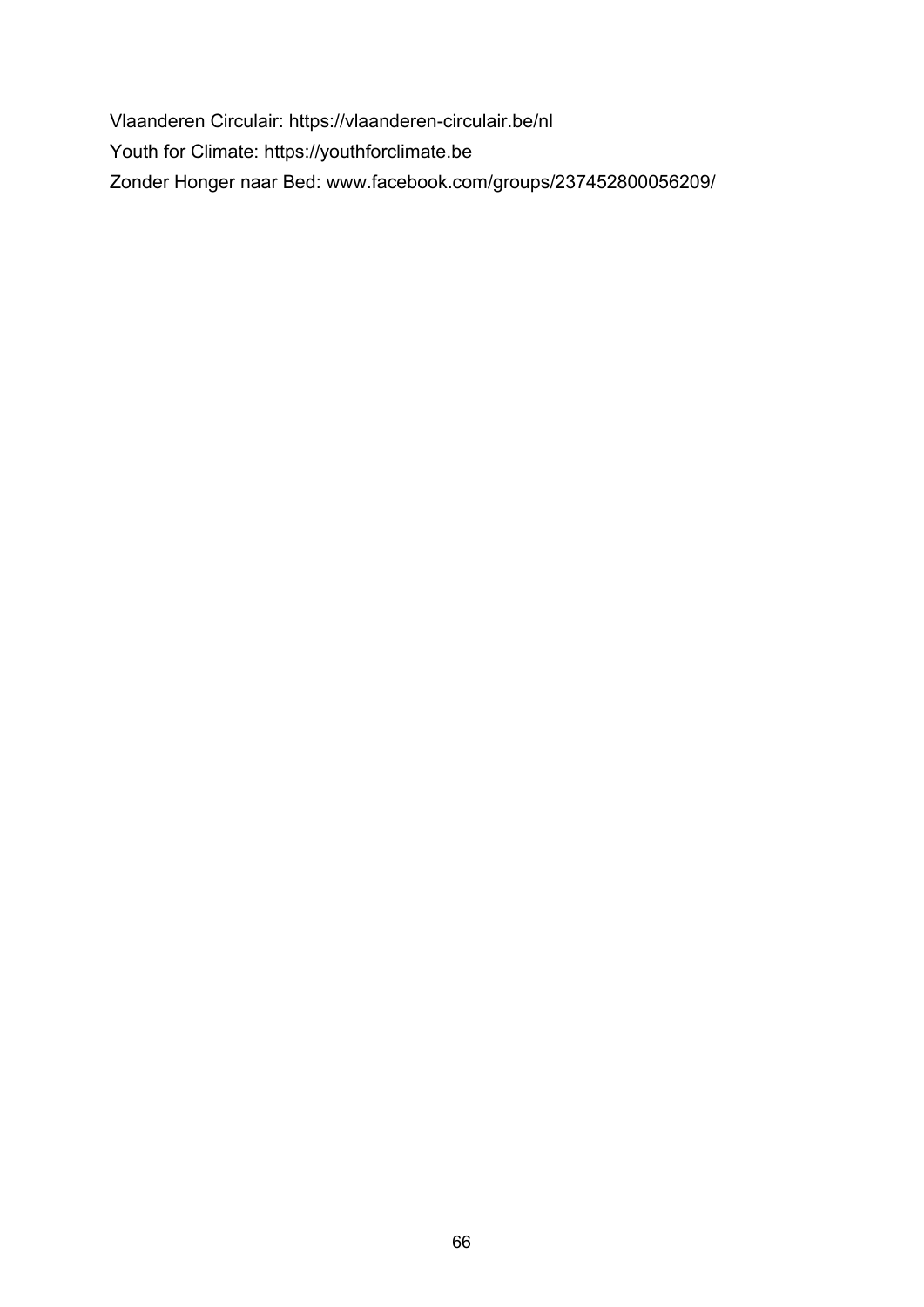Vlaanderen Circulair: https://vlaanderen-circulair.be/nl

Youth for Climate: https://youthforclimate.be

Zonder Honger naar Bed: www.facebook.com/groups/237452800056209/